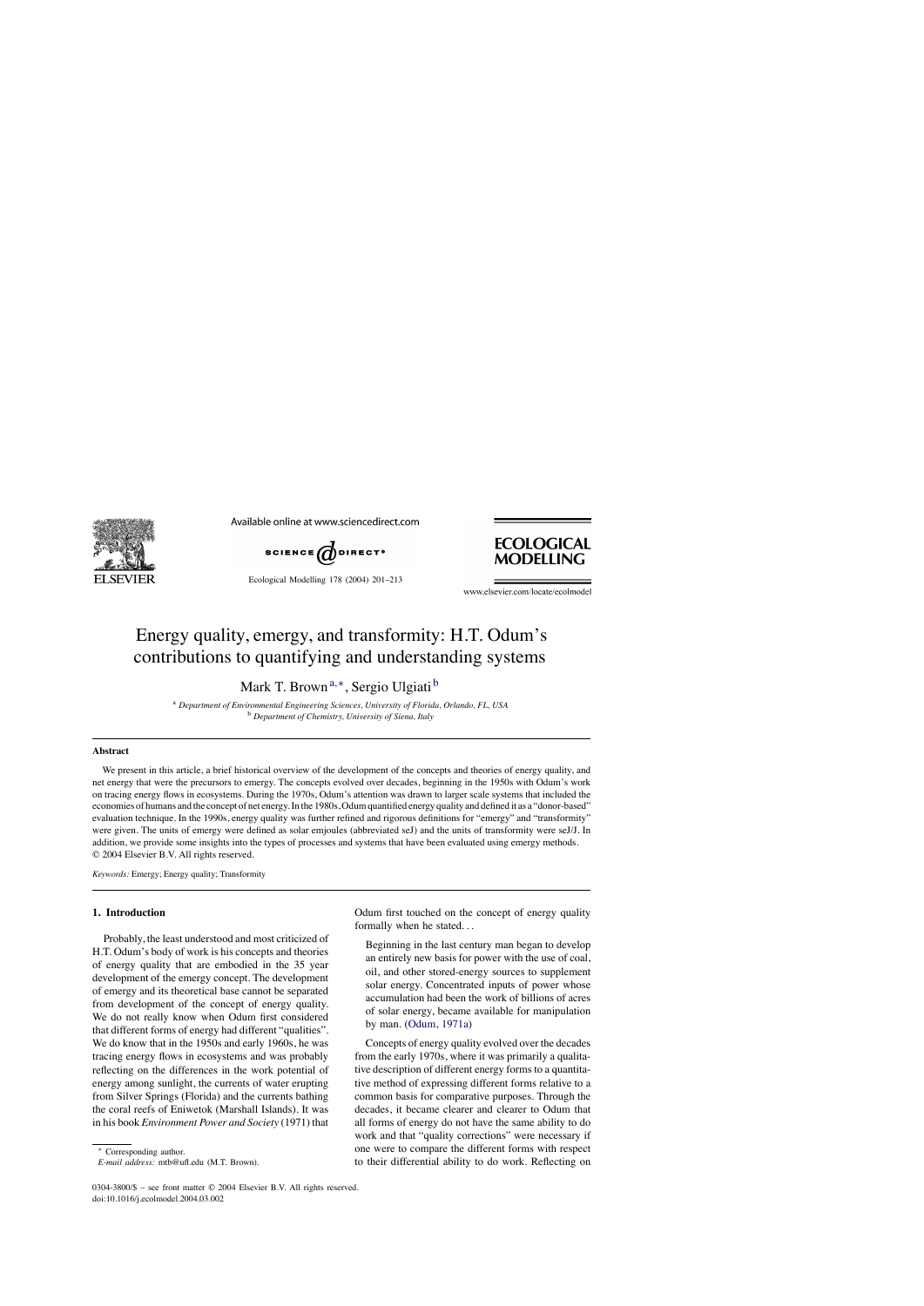# Energy quality, emergy, and transformity: H.T. Odum's contributions to quantifying and understanding systems

Mark T. Brown[a,*], Sergio Ulgiati[b]

[a] *Department of Environmental Engineering Sciences, University of Florida, Orlando, FL, USA*
[b] *Department of Chemistry, University of Siena, Italy*

## Abstract

We present in this article, a brief historical overview of the development of the concepts and theories of energy quality, and net energy that were the precursors to emergy. The concepts evolved over decades, beginning in the 1950s with Odum's work on tracing energy flows in ecosystems. During the 1970s, Odum's attention was drawn to larger scale systems that included the economies of humans and the concept of net energy. In the 1980s, Odum quantified energy quality and defined it as a "donor-based" evaluation technique. In the 1990s, energy quality was further refined and rigorous definitions for "emergy" and "transformity" were given. The units of emergy were defined as solar emjoules (abbreviated seJ) and the units of transformity were seJ/J. In addition, we provide some insights into the types of processes and systems that have been evaluated using emergy methods.
© 2004 Elsevier B.V. All rights reserved.

*Keywords:* Emergy; Energy quality; Transformity

## 1. Introduction

Probably, the least understood and most criticized of H.T. Odum's body of work is his concepts and theories of energy quality that are embodied in the 35 year development of the emergy concept. The development of emergy and its theoretical base cannot be separated from development of the concept of energy quality. We do not really know when Odum first considered that different forms of energy had different "qualities". We do know that in the 1950s and early 1960s, he was tracing energy flows in ecosystems and was probably reflecting on the differences in the work potential of energy among sunlight, the currents of water erupting from Silver Springs (Florida) and the currents bathing the coral reefs of Eniwetok (Marshall Islands). It was in his book *Environment Power and Society* (1971) that Odum first touched on the concept of energy quality formally when he stated...

> Beginning in the last century man began to develop an entirely new basis for power with the use of coal, oil, and other stored-energy sources to supplement solar energy. Concentrated inputs of power whose accumulation had been the work of billions of acres of solar energy, became available for manipulation by man. (Odum, 1971a)

Concepts of energy quality evolved over the decades from the early 1970s, where it was primarily a qualitative description of different energy forms to a quantitative method of expressing different forms relative to a common basis for comparative purposes. Through the decades, it became clearer and clearer to Odum that all forms of energy do not have the same ability to do work and that "quality corrections" were necessary if one were to compare the different forms with respect to their differential ability to do work. Reflecting on

* Corresponding author.
*E-mail address:* mtb@ufl.edu (M.T. Brown).

0304-3800/$ – see front matter © 2004 Elsevier B.V. All rights reserved.
doi:10.1016/j.ecolmodel.2004.03.002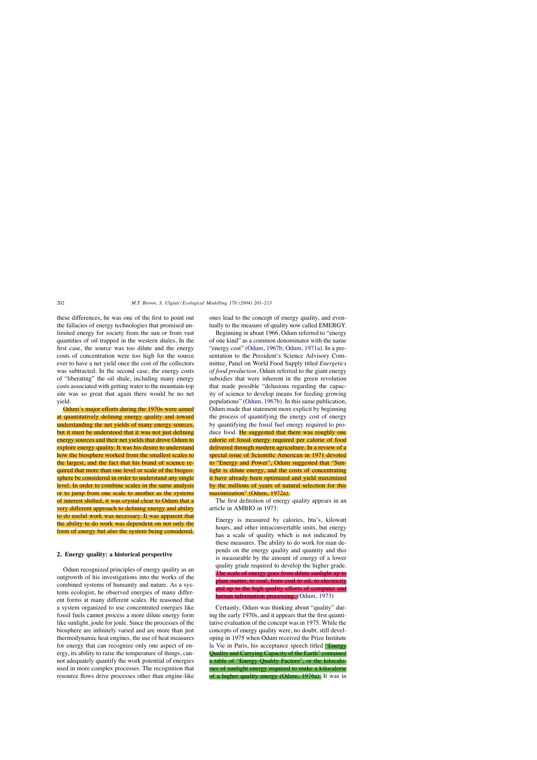these differences, he was one of the first to point out the fallacies of energy technologies that promised unlimited energy for society from the sun or from vast quantities of oil trapped in the western shales, In the first case, the source was too dilute and the energy costs of concentration were too high for the source ever to have a net yield once the cost of the collectors was subtracted. In the second case, the energy costs of "liberating" the oil shale, including many energy costs associated with getting water to the mountain-top site was so great that again there would be no net yield.

Odum's major efforts during the 1970s were aimed at quantitatively defining energy quality and toward understanding the net yields of many energy sources, but it must be understood that it was not just defining energy sources and their net yields that drove Odum to explore energy quality. It was his desire to understand how the biosphere worked from the smallest scales to the largest, and the fact that his brand of science required that more than one level or scale of the biogeosphere be considered in order to understand any single level. In order to combine scales in the same analysis or to jump from one scale to another as the systems of interest shifted, it was crystal clear to Odum that a very different approach to defining energy and ability to do useful work was necessary. It was apparent that the ability to do work was dependent on not only the form of energy but also the system being considered.

## 2. Energy quality: a historical perspective

Odum recognized principles of energy quality as an outgrowth of his investigations into the works of the combined systems of humanity and nature. As a systems ecologist, he observed energies of many different forms at many different scales. He reasoned that a system organized to use concentrated energies like fossil fuels cannot process a more dilute energy form like sunlight, joule for joule. Since the processes of the biosphere are infinitely varied and are more than just thermodynamic heat engines, the use of heat measures for energy that can recognize only one aspect of energy, its ability to raise the temperature of things, cannot adequately quantify the work potential of energies used in more complex processes. The recognition that resource flows drive processes other than engine-like ones lead to the concept of energy quality, and eventually to the measure of quality now called EMERGY.

Beginning in about 1966, Odum referred to "energy of one kind" as a common denominator with the name "energy cost" (Odum, 1967b; Odum, 1971a). In a presentation to the President's Science Advisory Committee, Panel on World Food Supply titled *Energetics of food production*, Odum referred to the giant energy subsidies that were inherent in the green revolution that made possible "delusions regarding the capacity of science to develop means for feeding growing populations" (Odum, 1967b). In this same publication, Odum made that statement more explicit by beginning the process of quantifying the energy cost of energy by quantifying the fossil fuel energy required to produce food. He suggested that there was roughly one calorie of fossil energy required per calorie of food delivered through modern agriculture. In a review of a special issue of Scientific American in 1971 devoted to "Energy and Power", Odum suggested that "Sunlight is dilute energy, and the costs of concentrating it have already been optimized and yield maximized by the millions of years of natural selection for this maximization" (Odum, 1972a).

The first definition of energy quality appears in an article in AMBIO in 1973:

> Energy is measured by calories, btu's, kilowatt hours, and other intraconvertable units, but energy has a scale of quality which is not indicated by these measures. The ability to do work for man depends on the energy quality and quantity and this is measurable by the amount of energy of a lower quality grade required to develop the higher grade. The scale of energy goes from dilute sunlight up to plant matter, to coal, from coal to oil, to electricity and up to the high quality efforts of computer and human information processing. (Odum, 1973)

Certainly, Odum was thinking about "quality" during the early 1970s, and it appears that the first quantitative evaluation of the concept was in 1975. While the concepts of energy quality were, no doubt, still developing in 1975 when Odum received the Prize Institute la Vie in Paris, his acceptance speech titled "Energy Quality and Carrying Capacity of the Earth" contained a table of "Energy Quality Factors", or the kilocalories of sunlight energy required to make a kilocalorie of a higher quality energy (Odum, 1976a). It was in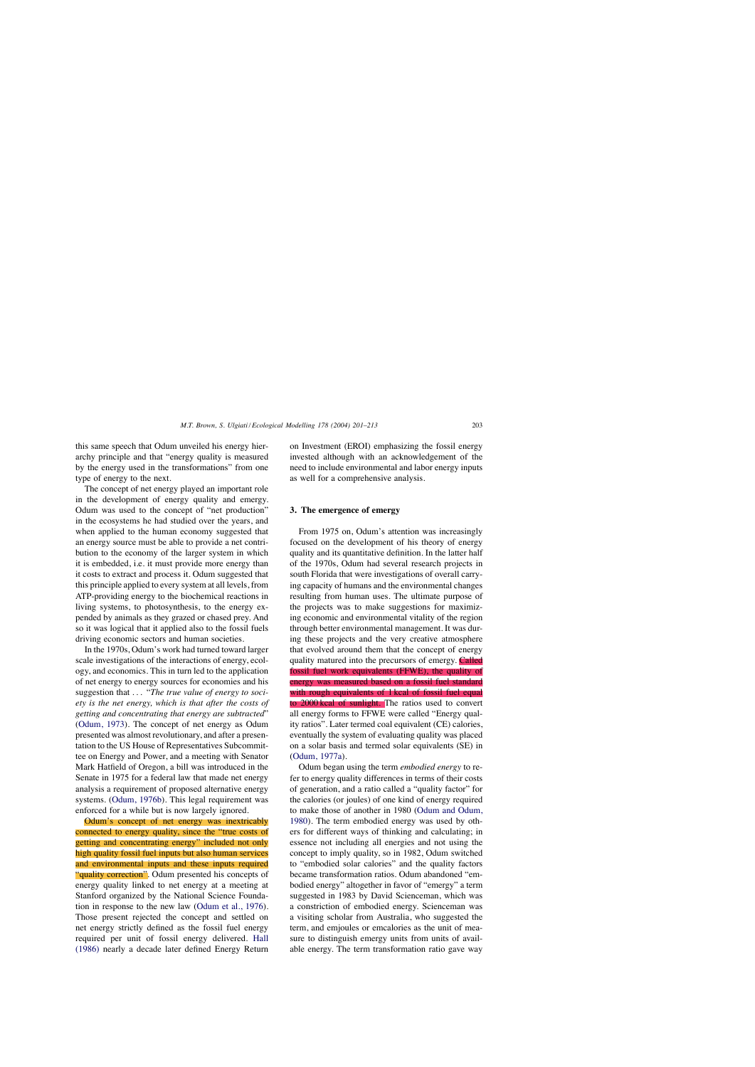this same speech that Odum unveiled his energy hierarchy principle and that "energy quality is measured by the energy used in the transformations" from one type of energy to the next.

The concept of net energy played an important role in the development of energy quality and emergy. Odum was used to the concept of "net production" in the ecosystems he had studied over the years, and when applied to the human economy suggested that an energy source must be able to provide a net contribution to the economy of the larger system in which it is embedded, i.e. it must provide more energy than it costs to extract and process it. Odum suggested that this principle applied to every system at all levels, from ATP-providing energy to the biochemical reactions in living systems, to photosynthesis, to the energy expended by animals as they grazed or chased prey. And so it was logical that it applied also to the fossil fuels driving economic sectors and human societies.

In the 1970s, Odum's work had turned toward larger scale investigations of the interactions of energy, ecology, and economics. This in turn led to the application of net energy to energy sources for economies and his suggestion that ... "*The true value of energy to society is the net energy, which is that after the costs of getting and concentrating that energy are subtracted*" (Odum, 1973). The concept of net energy as Odum presented was almost revolutionary, and after a presentation to the US House of Representatives Subcommittee on Energy and Power, and a meeting with Senator Mark Hatfield of Oregon, a bill was introduced in the Senate in 1975 for a federal law that made net energy analysis a requirement of proposed alternative energy systems. (Odum, 1976b). This legal requirement was enforced for a while but is now largely ignored.

Odum's concept of net energy was inextricably connected to energy quality, since the "true costs of getting and concentrating energy" included not only high quality fossil fuel inputs but also human services and environmental inputs and these inputs required "quality correction". Odum presented his concepts of energy quality linked to net energy at a meeting at Stanford organized by the National Science Foundation in response to the new law (Odum et al., 1976). Those present rejected the concept and settled on net energy strictly defined as the fossil fuel energy required per unit of fossil energy delivered. Hall (1986) nearly a decade later defined Energy Return on Investment (EROI) emphasizing the fossil energy invested although with an acknowledgement of the need to include environmental and labor energy inputs as well for a comprehensive analysis.

## 3. The emergence of emergy

From 1975 on, Odum's attention was increasingly focused on the development of his theory of energy quality and its quantitative definition. In the latter half of the 1970s, Odum had several research projects in south Florida that were investigations of overall carrying capacity of humans and the environmental changes resulting from human uses. The ultimate purpose of the projects was to make suggestions for maximizing economic and environmental vitality of the region through better environmental management. It was during these projects and the very creative atmosphere that evolved around them that the concept of energy quality matured into the precursors of emergy. Called fossil fuel work equivalents (FFWE), the quality of energy was measured based on a fossil fuel standard with rough equivalents of 1 kcal of fossil fuel equal to 2000 kcal of sunlight. The ratios used to convert all energy forms to FFWE were called "Energy quality ratios". Later termed coal equivalent (CE) calories, eventually the system of evaluating quality was placed on a solar basis and termed solar equivalents (SE) in (Odum, 1977a).

Odum began using the term *embodied energy* to refer to energy quality differences in terms of their costs of generation, and a ratio called a "quality factor" for the calories (or joules) of one kind of energy required to make those of another in 1980 (Odum and Odum, 1980). The term embodied energy was used by others for different ways of thinking and calculating; in essence not including all energies and not using the concept to imply quality, so in 1982, Odum switched to "embodied solar calories" and the quality factors became transformation ratios. Odum abandoned "embodied energy" altogether in favor of "emergy" a term suggested in 1983 by David Scienceman, which was a constriction of embodied energy. Scienceman was a visiting scholar from Australia, who suggested the term, and emjoules or emcalories as the unit of measure to distinguish emergy units from units of available energy. The term transformation ratio gave way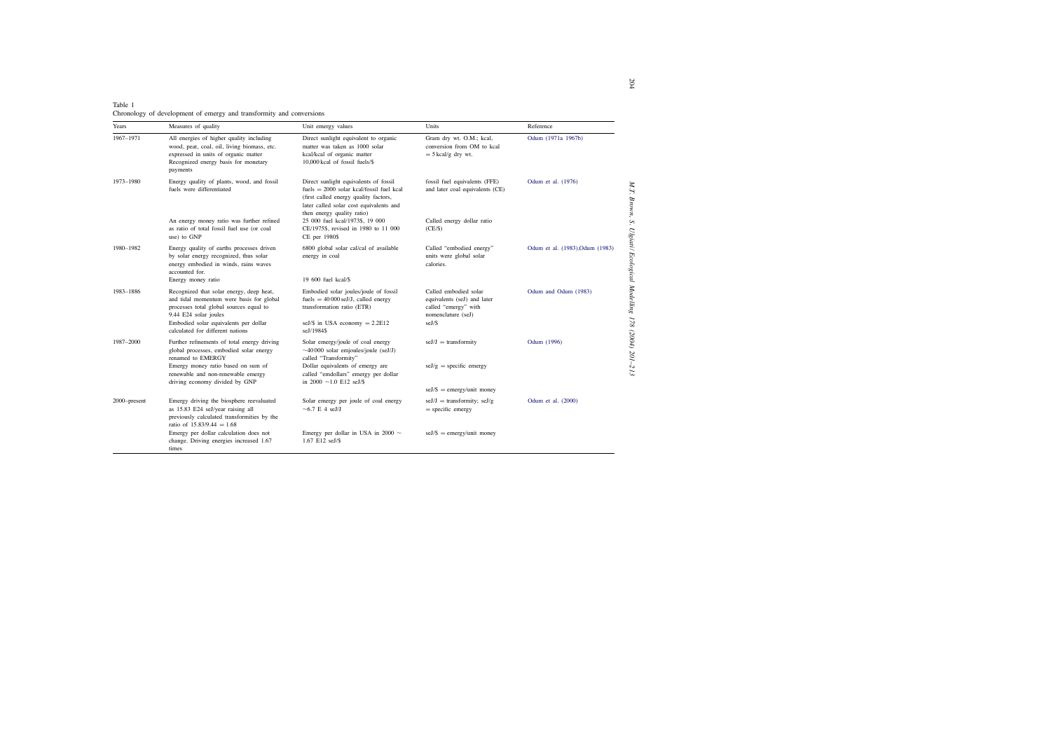Table 1
Chronology of development of emergy and transformity and conversions

| Years | Measures of quality | Unit emergy values | Units | Reference |
|---|---|---|---|---|
| 1967–1971 | All energies of higher quality including wood, peat, coal, oil, living biomass, etc. expressed in units of organic matter<br>Recognized energy basis for monetary payments | Direct sunlight equivalent to organic matter was taken as 1000 solar kcal/kcal of organic matter<br>10,000 kcal of fossil fuels/$ | Gram dry wt. O.M.; kcal, conversion from OM to kcal = 5 kcal/g dry wt. | Odum (1971a 1967b) |
| 1973–1980 | Energy quality of plants, wood, and fossil fuels were differentiated | Direct sunlight equivalents of fossil fuels = 2000 solar kcal/fossil fuel kcal (first called energy quality factors, later called solar cost equivalents and then energy quality ratio) | fossil fuel equivalents (FFE) and later coal equivalents (CE) | Odum et al. (1976) |
| | An energy money ratio was further refined as ratio of total fossil fuel use (or coal use) to GNP | 25 000 fuel kcal/1973$, 19 000 CE/1975$, revised in 1980 to 11 000 CE per 1980$ | Called energy dollar ratio (CE/$) | |
| 1980–1982 | Energy quality of earths processes driven by solar energy recognized, thus solar energy embodied in winds, rains waves accounted for. | 6800 global solar cal/cal of available energy in coal | Called "embodied energy" units were global solar calories. | Odum et al. (1983),Odum (1983) |
| | Energy money ratio | 19 600 fuel kcal/$ | | |
| 1983–1886 | Recognized that solar energy, deep heat, and tidal momentum were basis for global processes, total global sources equal to 9.44 E24 solar joules | Embodied solar joules/joule of fossil fuels = 40 000 seJ/J, called energy transformation ratio (ETR) | Called embodied solar equivalents (seJ) and later called "emergy" with nomenclature (seJ) | Odum and Odum (1983) |
| | Embodied solar equivalents per dollar calculated for different nations | seJ/$ in USA economy = 2.2E12 seJ/1984$ | seJ/$ | |
| 1987–2000 | Further refinements of total energy driving global processes, embodied solar energy renamed to EMERGY | Solar emergy/joule of coal energy ~40 000 solar emjoules/joule (seJ/J) called "Transformity" | seJ/J = transformity | Odum (1996) |
| | Emergy money ratio based on sum of renewable and non-renewable emergy driving economy divided by GNP | Dollar equivalents of emergy are called "emdollars" emergy per dollar in 2000 ~1.0 E12 seJ/$ | seJ/g = specific emergy | |
| | | | seJ/$ = emergy/unit money | |
| 2000–present | Emergy driving the biosphere reevaluated as 15.83 E24 seJ/year raising all previously calculated transformities by the ratio of 15.83/9.44 = 1.68 | Solar emergy per joule of coal energy ~6.7 E 4 seJ/J | seJ/J = transformity; seJ/g = specific emergy | Odum et al. (2000) |
| | Emergy per dollar calculation does not change. Driving energies increased 1.67 times | Emergy per dollar in USA in 2000 ~ 1.67 E12 seJ/$ | seJ/$ = emergy/unit money | |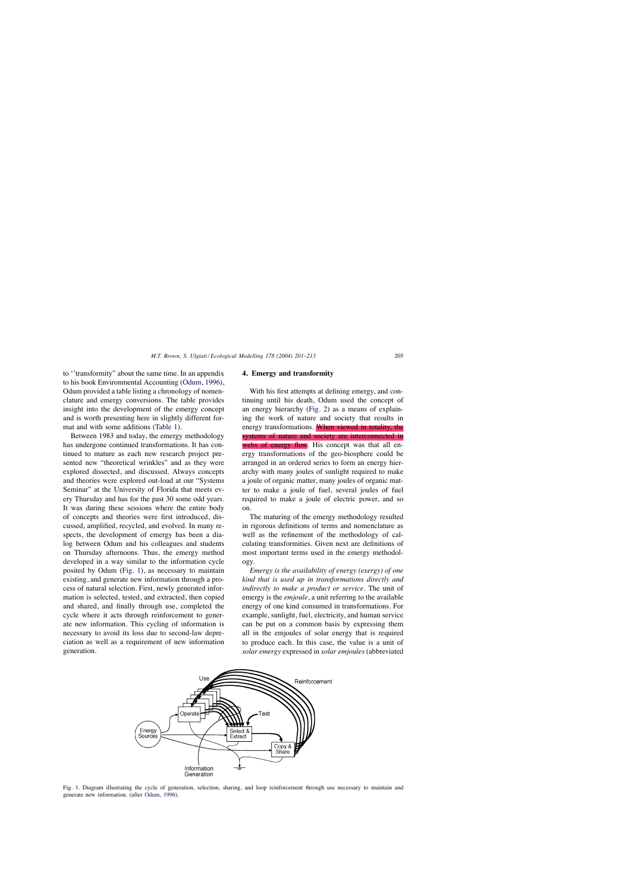to ''transformity'' about the same time. In an appendix to his book Environmental Accounting (Odum, 1996), Odum provided a table listing a chronology of nomenclature and emergy conversions. The table provides insight into the development of the emergy concept and is worth presenting here in slightly different format and with some additions (Table 1).

Between 1983 and today, the emergy methodology has undergone continued transformations. It has continued to mature as each new research project presented new "theoretical wrinkles" and as they were explored dissected, and discussed. Always concepts and theories were explored out-load at our "Systems Seminar" at the University of Florida that meets every Thursday and has for the past 30 some odd years. It was during these sessions where the entire body of concepts and theories were first introduced, discussed, amplified, recycled, and evolved. In many respects, the development of emergy has been a dialog between Odum and his colleagues and students on Thursday afternoons. Thus, the emergy method developed in a way similar to the information cycle posited by Odum (Fig. 1), as necessary to maintain existing, and generate new information through a process of natural selection. First, newly generated information is selected, tested, and extracted, then copied and shared, and finally through use, completed the cycle where it acts through reinforcement to generate new information. This cycling of information is necessary to avoid its loss due to second-law depreciation as well as a requirement of new information generation.

## 4. Emergy and transformity

With his first attempts at defining emergy, and continuing until his death, Odum used the concept of an energy hierarchy (Fig. 2) as a means of explaining the work of nature and society that results in energy transformations. When viewed in totality, the systems of nature and society are interconnected in webs of energy flow. His concept was that all energy transformations of the geo-biosphere could be arranged in an ordered series to form an energy hierarchy with many joules of sunlight required to make a joule of organic matter, many joules of organic matter to make a joule of fuel, several joules of fuel required to make a joule of electric power, and so on.

The maturing of the emergy methodology resulted in rigorous definitions of terms and nomenclature as well as the refinement of the methodology of calculating transformities. Given next are definitions of most important terms used in the emergy methodology.

*Emergy is the availability of energy (exergy) of one kind that is used up in transformations directly and indirectly to make a product or service*. The unit of emergy is the *emjoule*, a unit referring to the available energy of one kind consumed in transformations. For example, sunlight, fuel, electricity, and human service can be put on a common basis by expressing them all in the emjoules of solar energy that is required to produce each. In this case, the value is a unit of *solar emergy* expressed in *solar emjoules* (abbreviated

Use

Reinforcement

Operate

Test

Energy Sources

Select & Extract

Copy & Share

Information Generation

Fig. 1. Diagram illustrating the cycle of generation, selection, sharing, and loop reinforcement through use necessary to maintain and generate new information. (after Odum, 1996).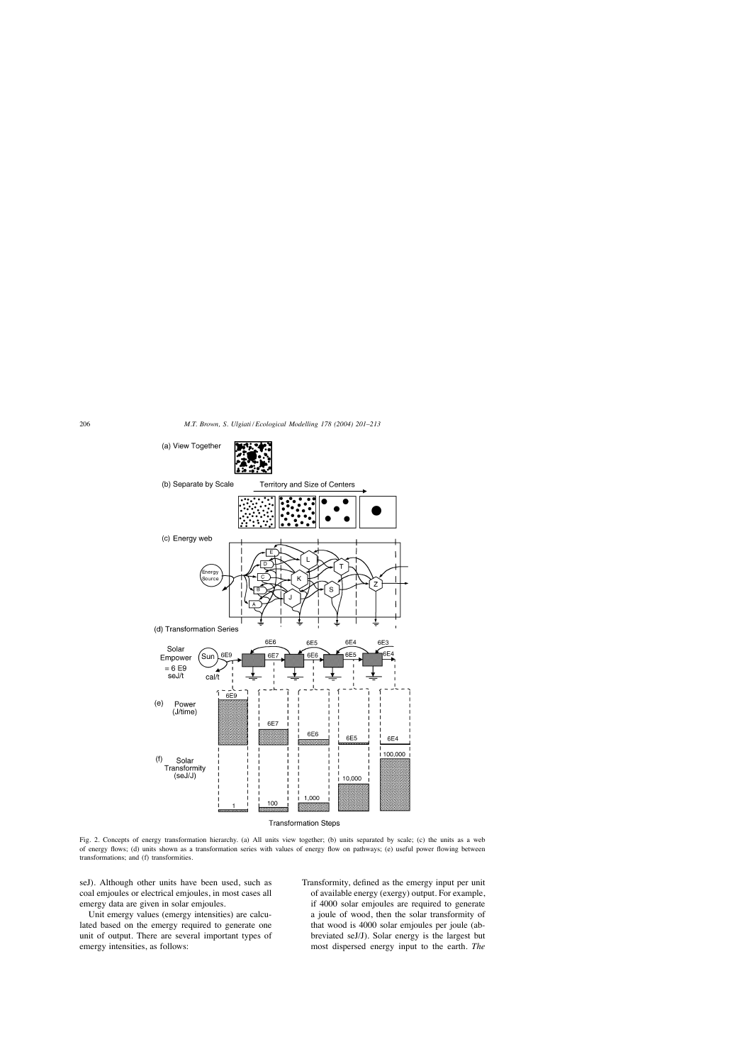Fig. 2. Concepts of energy transformation hierarchy. (a) All units view together; (b) units separated by scale; (c) the units as a web of energy flows; (d) units shown as a transformation series with values of energy flow on pathways; (e) useful power flowing between transformations; and (f) transformities.

seJ). Although other units have been used, such as coal emjoules or electrical emjoules, in most cases all emergy data are given in solar emjoules.

Unit emergy values (emergy intensities) are calculated based on the emergy required to generate one unit of output. There are several important types of emergy intensities, as follows:

Transformity, defined as the emergy input per unit of available energy (exergy) output. For example, if 4000 solar emjoules are required to generate a joule of wood, then the solar transformity of that wood is 4000 solar emjoules per joule (abbreviated seJ/J). Solar energy is the largest but most dispersed energy input to the earth. *The*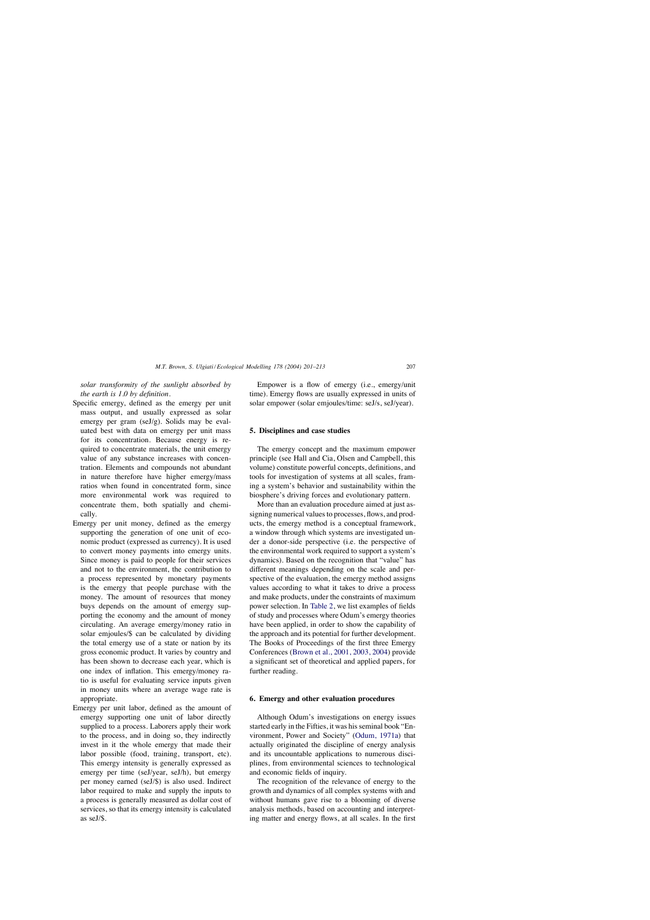*solar transformity of the sunlight absorbed by the earth is 1.0 by definition*.

- Specific emergy, defined as the emergy per unit mass output, and usually expressed as solar emergy per gram (seJ/g). Solids may be evaluated best with data on emergy per unit mass for its concentration. Because energy is required to concentrate materials, the unit emergy value of any substance increases with concentration. Elements and compounds not abundant in nature therefore have higher emergy/mass ratios when found in concentrated form, since more environmental work was required to concentrate them, both spatially and chemically.
- Emergy per unit money, defined as the emergy supporting the generation of one unit of economic product (expressed as currency). It is used to convert money payments into emergy units. Since money is paid to people for their services and not to the environment, the contribution to a process represented by monetary payments is the emergy that people purchase with the money. The amount of resources that money buys depends on the amount of emergy supporting the economy and the amount of money circulating. An average emergy/money ratio in solar emjoules/\$ can be calculated by dividing the total emergy use of a state or nation by its gross economic product. It varies by country and has been shown to decrease each year, which is one index of inflation. This emergy/money ratio is useful for evaluating service inputs given in money units where an average wage rate is appropriate.
- Emergy per unit labor, defined as the amount of emergy supporting one unit of labor directly supplied to a process. Laborers apply their work to the process, and in doing so, they indirectly invest in it the whole emergy that made their labor possible (food, training, transport, etc). This emergy intensity is generally expressed as emergy per time (seJ/year, seJ/h), but emergy per money earned (seJ/\$) is also used. Indirect labor required to make and supply the inputs to a process is generally measured as dollar cost of services, so that its emergy intensity is calculated as seJ/\$.

Empower is a flow of emergy (i.e., emergy/unit time). Emergy flows are usually expressed in units of solar empower (solar emjoules/time: seJ/s, seJ/year).

## 5. Disciplines and case studies

The emergy concept and the maximum empower principle (see Hall and Cia, Olsen and Campbell, this volume) constitute powerful concepts, definitions, and tools for investigation of systems at all scales, framing a system's behavior and sustainability within the biosphere's driving forces and evolutionary pattern.

More than an evaluation procedure aimed at just assigning numerical values to processes, flows, and products, the emergy method is a conceptual framework, a window through which systems are investigated under a donor-side perspective (i.e. the perspective of the environmental work required to support a system's dynamics). Based on the recognition that "value" has different meanings depending on the scale and perspective of the evaluation, the emergy method assigns values according to what it takes to drive a process and make products, under the constraints of maximum power selection. In Table 2, we list examples of fields of study and processes where Odum's emergy theories have been applied, in order to show the capability of the approach and its potential for further development. The Books of Proceedings of the first three Emergy Conferences (Brown et al., 2001, 2003, 2004) provide a significant set of theoretical and applied papers, for further reading.

## 6. Emergy and other evaluation procedures

Although Odum's investigations on energy issues started early in the Fifties, it was his seminal book "Environment, Power and Society" (Odum, 1971a) that actually originated the discipline of energy analysis and its uncountable applications to numerous disciplines, from environmental sciences to technological and economic fields of inquiry.

The recognition of the relevance of energy to the growth and dynamics of all complex systems with and without humans gave rise to a blooming of diverse analysis methods, based on accounting and interpreting matter and energy flows, at all scales. In the first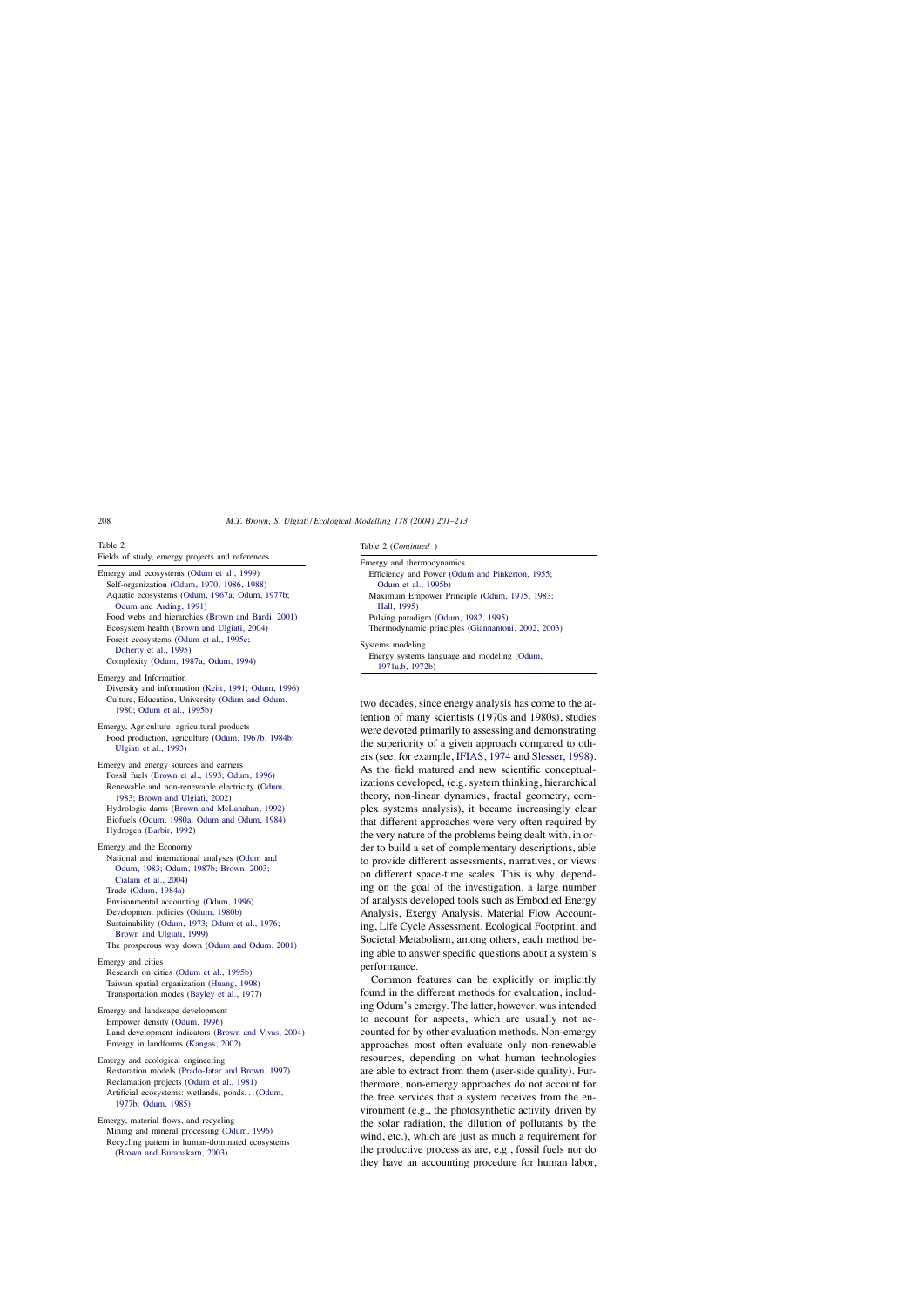Table 2
Fields of study, emergy projects and references

| |
|---|
| **Emergy and ecosystems** (Odum et al., 1999) |
| Self-organization (Odum, 1970, 1986, 1988) |
| Aquatic ecosystems (Odum, 1967a; Odum, 1977b; Odum and Arding, 1991) |
| Food webs and hierarchies (Brown and Bardi, 2001) |
| Ecosystem health (Brown and Ulgiati, 2004) |
| Forest ecosystems (Odum et al., 1995c; Doherty et al., 1995) |
| Complexity (Odum, 1987a; Odum, 1994) |
| **Emergy and Information** |
| Diversity and information (Keitt, 1991; Odum, 1996) |
| Culture, Education, University (Odum and Odum, 1980; Odum et al., 1995b) |
| **Emergy, Agriculture, agricultural products** |
| Food production, agriculture (Odum, 1967b, 1984b; Ulgiati et al., 1993) |
| **Emergy and energy sources and carriers** |
| Fossil fuels (Brown et al., 1993; Odum, 1996) |
| Renewable and non-renewable electricity (Odum, 1983; Brown and Ulgiati, 2002) |
| Hydrologic dams (Brown and McLanahan, 1992) |
| Biofuels (Odum, 1980a; Odum and Odum, 1984) |
| Hydrogen (Barbir, 1992) |
| **Emergy and the Economy** |
| National and international analyses (Odum and Odum, 1983; Odum, 1987b; Brown, 2003; Cialani et al., 2004) |
| Trade (Odum, 1984a) |
| Environmental accounting (Odum, 1996) |
| Development policies (Odum, 1980b) |
| Sustainability (Odum, 1973; Odum et al., 1976; Brown and Ulgiati, 1999) |
| The prosperous way down (Odum and Odum, 2001) |
| **Emergy and cities** |
| Research on cities (Odum et al., 1995b) |
| Taiwan spatial organization (Huang, 1998) |
| Transportation modes (Bayley et al., 1977) |
| **Emergy and landscape development** |
| Empower density (Odum, 1996) |
| Land development indicators (Brown and Vivas, 2004) |
| Emergy in landforms (Kangas, 2002) |
| **Emergy and ecological engineering** |
| Restoration models (Prado-Jatar and Brown, 1997) |
| Reclamation projects (Odum et al., 1981) |
| Artificial ecosystems: wetlands, ponds... (Odum, 1977b; Odum, 1985) |
| **Emergy, material flows, and recycling** |
| Mining and mineral processing (Odum, 1996) |
| Recycling pattern in human-dominated ecosystems (Brown and Buranakarn, 2003) |
| **Emergy and thermodynamics** |
| Efficiency and Power (Odum and Pinkerton, 1955; Odum et al., 1995b) |
| Maximum Empower Principle (Odum, 1975, 1983; Hall, 1995) |
| Pulsing paradigm (Odum, 1982, 1995) |
| Thermodynamic principles (Giannantoni, 2002, 2003) |
| **Systems modeling** |
| Energy systems language and modeling (Odum, 1971a,b, 1972b) |

two decades, since energy analysis has come to the attention of many scientists (1970s and 1980s), studies were devoted primarily to assessing and demonstrating the superiority of a given approach compared to others (see, for example, IFIAS, 1974 and Slesser, 1998). As the field matured and new scientific conceptualizations developed, (e.g. system thinking, hierarchical theory, non-linear dynamics, fractal geometry, complex systems analysis), it became increasingly clear that different approaches were very often required by the very nature of the problems being dealt with, in order to build a set of complementary descriptions, able to provide different assessments, narratives, or views on different space-time scales. This is why, depending on the goal of the investigation, a large number of analysts developed tools such as Embodied Energy Analysis, Exergy Analysis, Material Flow Accounting, Life Cycle Assessment, Ecological Footprint, and Societal Metabolism, among others, each method being able to answer specific questions about a system's performance.

Common features can be explicitly or implicitly found in the different methods for evaluation, including Odum's emergy. The latter, however, was intended to account for aspects, which are usually not accounted for by other evaluation methods. Non-emergy approaches most often evaluate only non-renewable resources, depending on what human technologies are able to extract from them (user-side quality). Furthermore, non-emergy approaches do not account for the free services that a system receives from the environment (e.g., the photosynthetic activity driven by the solar radiation, the dilution of pollutants by the wind, etc.), which are just as much a requirement for the productive process as are, e.g., fossil fuels nor do they have an accounting procedure for human labor,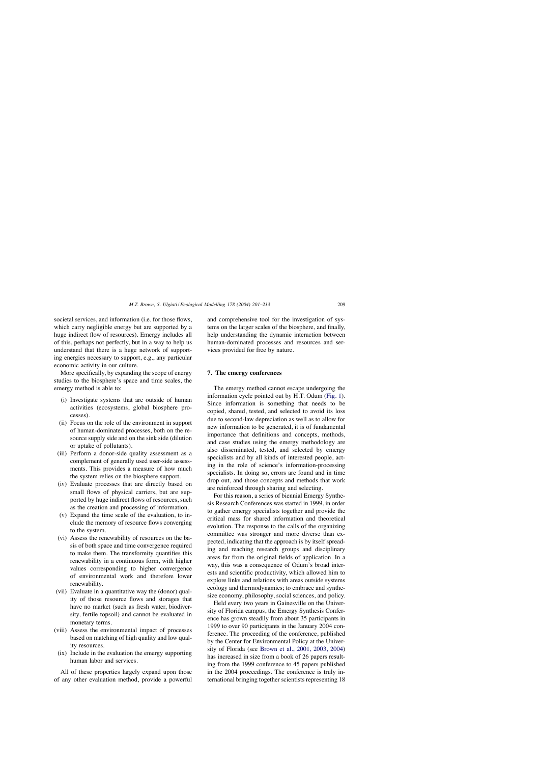societal services, and information (i.e. for those flows, which carry negligible energy but are supported by a huge indirect flow of resources). Emergy includes all of this, perhaps not perfectly, but in a way to help us understand that there is a huge network of supporting energies necessary to support, e.g., any particular economic activity in our culture.

More specifically, by expanding the scope of energy studies to the biosphere's space and time scales, the emergy method is able to:

(i) Investigate systems that are outside of human activities (ecosystems, global biosphere processes).
(ii) Focus on the role of the environment in support of human-dominated processes, both on the resource supply side and on the sink side (dilution or uptake of pollutants).
(iii) Perform a donor-side quality assessment as a complement of generally used user-side assessments. This provides a measure of how much the system relies on the biosphere support.
(iv) Evaluate processes that are directly based on small flows of physical carriers, but are supported by huge indirect flows of resources, such as the creation and processing of information.
(v) Expand the time scale of the evaluation, to include the memory of resource flows converging to the system.
(vi) Assess the renewability of resources on the basis of both space and time convergence required to make them. The transformity quantifies this renewability in a continuous form, with higher values corresponding to higher convergence of environmental work and therefore lower renewability.
(vii) Evaluate in a quantitative way the (donor) quality of those resource flows and storages that have no market (such as fresh water, biodiversity, fertile topsoil) and cannot be evaluated in monetary terms.
(viii) Assess the environmental impact of processes based on matching of high quality and low quality resources.
(ix) Include in the evaluation the emergy supporting human labor and services.

All of these properties largely expand upon those of any other evaluation method, provide a powerful and comprehensive tool for the investigation of systems on the larger scales of the biosphere, and finally, help understanding the dynamic interaction between human-dominated processes and resources and services provided for free by nature.

## 7. The emergy conferences

The emergy method cannot escape undergoing the information cycle pointed out by H.T. Odum (Fig. 1). Since information is something that needs to be copied, shared, tested, and selected to avoid its loss due to second-law depreciation as well as to allow for new information to be generated, it is of fundamental importance that definitions and concepts, methods, and case studies using the emergy methodology are also disseminated, tested, and selected by emergy specialists and by all kinds of interested people, acting in the role of science's information-processing specialists. In doing so, errors are found and in time drop out, and those concepts and methods that work are reinforced through sharing and selecting.

For this reason, a series of biennial Emergy Synthesis Research Conferences was started in 1999, in order to gather emergy specialists together and provide the critical mass for shared information and theoretical evolution. The response to the calls of the organizing committee was stronger and more diverse than expected, indicating that the approach is by itself spreading and reaching research groups and disciplinary areas far from the original fields of application. In a way, this was a consequence of Odum's broad interests and scientific productivity, which allowed him to explore links and relations with areas outside systems ecology and thermodynamics; to embrace and synthesize economy, philosophy, social sciences, and policy.

Held every two years in Gainesville on the University of Florida campus, the Emergy Synthesis Conference has grown steadily from about 35 participants in 1999 to over 90 participants in the January 2004 conference. The proceeding of the conference, published by the Center for Environmental Policy at the University of Florida (see Brown et al., 2001, 2003, 2004) has increased in size from a book of 26 papers resulting from the 1999 conference to 45 papers published in the 2004 proceedings. The conference is truly international bringing together scientists representing 18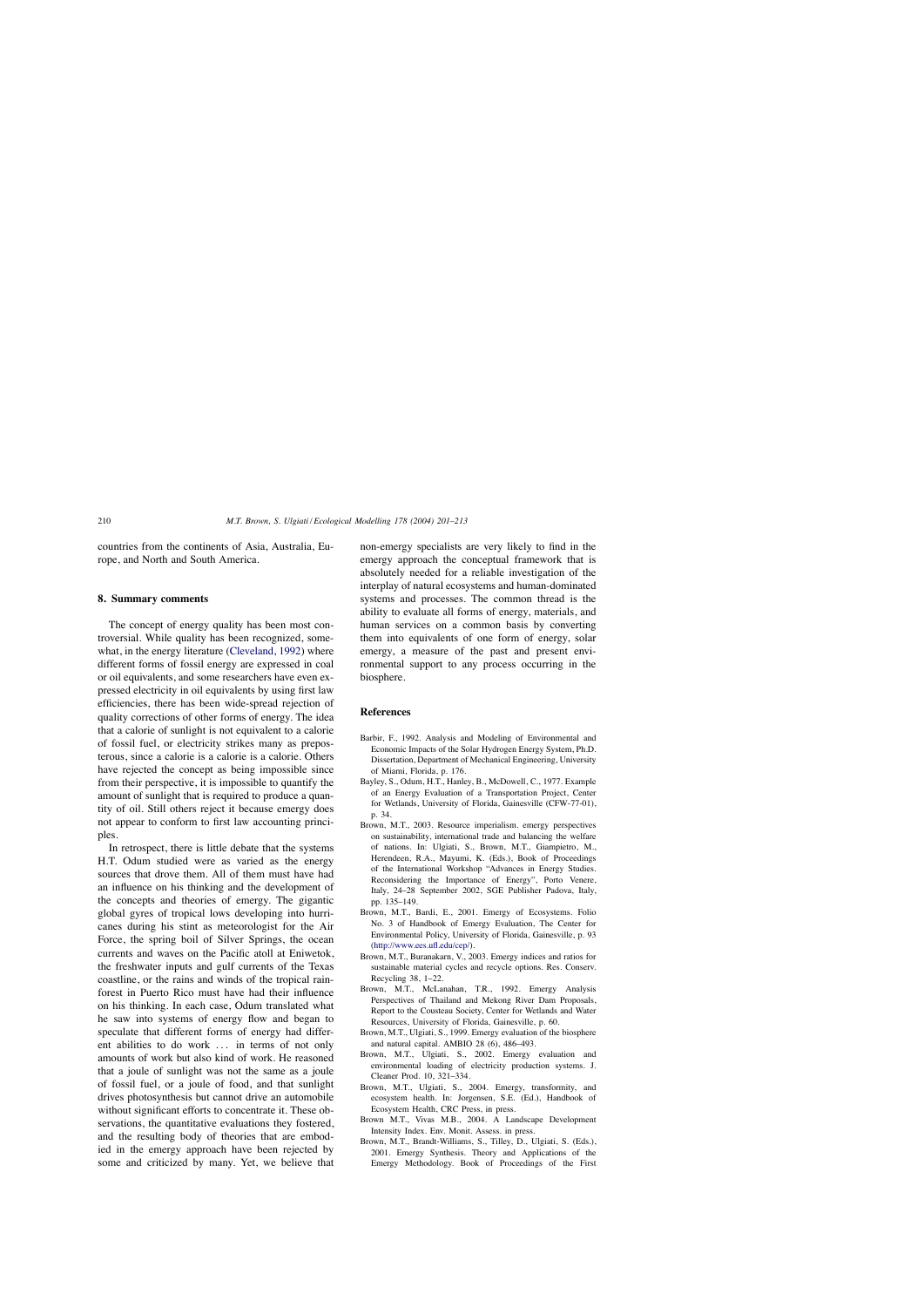countries from the continents of Asia, Australia, Europe, and North and South America.

## 8. Summary comments

The concept of energy quality has been most controversial. While quality has been recognized, somewhat, in the energy literature (Cleveland, 1992) where different forms of fossil energy are expressed in coal or oil equivalents, and some researchers have even expressed electricity in oil equivalents by using first law efficiencies, there has been wide-spread rejection of quality corrections of other forms of energy. The idea that a calorie of sunlight is not equivalent to a calorie of fossil fuel, or electricity strikes many as preposterous, since a calorie is a calorie is a calorie. Others have rejected the concept as being impossible since from their perspective, it is impossible to quantify the amount of sunlight that is required to produce a quantity of oil. Still others reject it because emergy does not appear to conform to first law accounting principles.

In retrospect, there is little debate that the systems H.T. Odum studied were as varied as the energy sources that drove them. All of them must have had an influence on his thinking and the development of the concepts and theories of emergy. The gigantic global gyres of tropical lows developing into hurricanes during his stint as meteorologist for the Air Force, the spring boil of Silver Springs, the ocean currents and waves on the Pacific atoll at Eniwetok, the freshwater inputs and gulf currents of the Texas coastline, or the rains and winds of the tropical rainforest in Puerto Rico must have had their influence on his thinking. In each case, Odum translated what he saw into systems of energy flow and began to speculate that different forms of energy had different abilities to do work ... in terms of not only amounts of work but also kind of work. He reasoned that a joule of sunlight was not the same as a joule of fossil fuel, or a joule of food, and that sunlight drives photosynthesis but cannot drive an automobile without significant efforts to concentrate it. These observations, the quantitative evaluations they fostered, and the resulting body of theories that are embodied in the emergy approach have been rejected by some and criticized by many. Yet, we believe that non-emergy specialists are very likely to find in the emergy approach the conceptual framework that is absolutely needed for a reliable investigation of the interplay of natural ecosystems and human-dominated systems and processes. The common thread is the ability to evaluate all forms of energy, materials, and human services on a common basis by converting them into equivalents of one form of energy, solar emergy, a measure of the past and present environmental support to any process occurring in the biosphere.

## References

Barbir, F., 1992. Analysis and Modeling of Environmental and Economic Impacts of the Solar Hydrogen Energy System, Ph.D. Dissertation, Department of Mechanical Engineering, University of Miami, Florida, p. 176.

Bayley, S., Odum, H.T., Hanley, B., McDowell, C., 1977. Example of an Energy Evaluation of a Transportation Project, Center for Wetlands, University of Florida, Gainesville (CFW-77-01), p. 34.

Brown, M.T., 2003. Resource imperialism. emergy perspectives on sustainability, international trade and balancing the welfare of nations. In: Ulgiati, S., Brown, M.T., Giampietro, M., Herendeen, R.A., Mayumi, K. (Eds.), Book of Proceedings of the International Workshop "Advances in Energy Studies. Reconsidering the Importance of Energy", Porto Venere, Italy, 24–28 September 2002, SGE Publisher Padova, Italy, pp. 135–149.

Brown, M.T., Bardi, E., 2001. Emergy of Ecosystems. Folio No. 3 of Handbook of Emergy Evaluation, The Center for Environmental Policy, University of Florida, Gainesville, p. 93 (http://www.ees.ufl.edu/cep/).

Brown, M.T., Buranakarn, V., 2003. Emergy indices and ratios for sustainable material cycles and recycle options. Res. Conserv. Recycling 38, 1–22.

Brown, M.T., McLanahan, T.R., 1992. Emergy Analysis Perspectives of Thailand and Mekong River Dam Proposals, Report to the Cousteau Society, Center for Wetlands and Water Resources, University of Florida, Gainesville, p. 60.

Brown, M.T., Ulgiati, S., 1999. Emergy evaluation of the biosphere and natural capital. AMBIO 28 (6), 486–493.

Brown, M.T., Ulgiati, S., 2002. Emergy evaluation and environmental loading of electricity production systems. J. Cleaner Prod. 10, 321–334.

Brown, M.T., Ulgiati, S., 2004. Emergy, transformity, and ecosystem health. In: Jorgensen, S.E. (Ed.), Handbook of Ecosystem Health, CRC Press, in press.

Brown M.T., Vivas M.B., 2004. A Landscape Development Intensity Index. Env. Monit. Assess. in press.

Brown, M.T., Brandt-Williams, S., Tilley, D., Ulgiati, S. (Eds.), 2001. Emergy Synthesis. Theory and Applications of the Emergy Methodology. Book of Proceedings of the First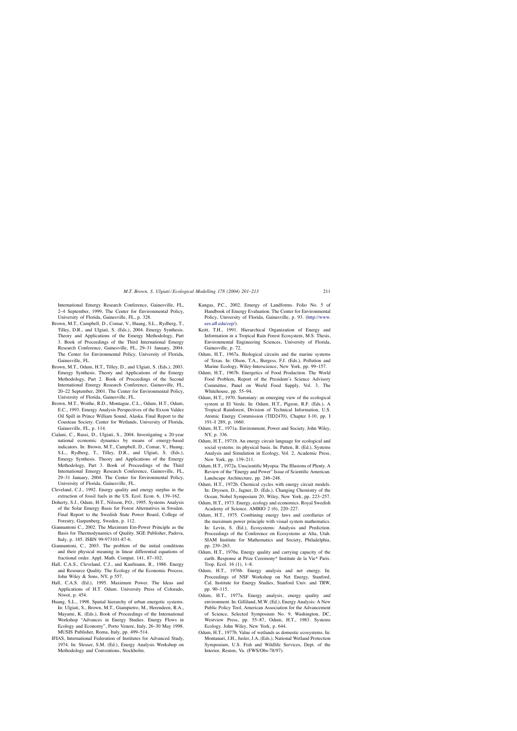International Emergy Research Conference, Gainesville, FL, 2–4 September, 1999, The Center for Environmental Policy, University of Florida, Gainesville, FL, p. 328.

Brown, M.T., Campbell, D., Comar, V., Huang, S.L., Rydberg, T., Tilley, D.R., and Ulgiati, S. (Eds.), 2004. Emergy Synthesis. Theory and Applications of the Emergy Methodology, Part 3. Book of Proceedings of the Third International Emergy Research Conference, Gainesville, FL, 29–31 January, 2004. The Center for Environmental Policy, University of Florida, Gainesville, FL.

Brown, M.T., Odum, H.T., Tilley, D., and Ulgiati, S. (Eds.), 2003. Emergy Synthesis. Theory and Applications of the Emergy Methodology, Part 2. Book of Proceedings of the Second International Emergy Research Conference, Gainesville, FL, 20–22 September, 2001. The Center for Environmental Policy, University of Florida, Gainesville, FL.

Brown, M.T., Woithe, R.D., Montague, C.L., Odum, H.T., Odum, E.C., 1993. Emergy Analysis Perspectives of the Exxon Valdez Oil Spill in Prince William Sound, Alaska. Final Report to the Cousteau Society. Center for Wetlands, University of Florida, Gainesville, FL, p. 114.

Cialani, C., Russi, D., Ulgiati, S., 2004. Investigating a 20-year national economic dynamics by means of emergy-based indicators. In: Brown, M.T., Campbell, D., Comar, V., Huang, S.L., Rydberg, T., Tilley, D.R., and Ulgiati, S. (Eds.), Emergy Synthesis. Theory and Applications of the Emergy Methodology, Part 3. Book of Proceedings of the Third International Emergy Research Conference, Gainesville, FL, 29–31 January, 2004. The Center for Environmental Policy, University of Florida, Gainesville, FL.

Cleveland, C.J., 1992. Energy quality and energy surplus in the extraction of fossil fuels in the US. Ecol. Econ. 6, 139–162.

Doherty, S.J., Odum, H.T., Nilsson, P.O., 1995. Systems Analysis of the Solar Emergy Basis for Forest Alternatives in Sweden. Final Report to the Swedish State Power Board, College of Forestry, Garpenberg, Sweden, p. 112.

Giannantoni C., 2002. The Maximum Em-Power Principle as the Basis for Thermodynamics of Quality. SGE Publisher, Padova, Italy, p. 185. ISBN 99-973101-87-6.

Giannantoni, C., 2003. The problem of the initial conditions and their physical meaning in linear differential equations of fractional order. Appl. Math. Comput. 141, 87–102.

Hall, C.A.S., Cleveland, C.J., and Kaufmann, R., 1986. Energy and Resource Quality. The Ecology of the Economic Process. John Wiley & Sons, NY, p 557.

Hall, C.A.S. (Ed.), 1995. Maximum Power. The Ideas and Applications of H.T. Odum. University Press of Colorado, Niwot, p. 454.

Huang, S.L., 1998. Spatial hierarchy of urban energetic systems. In: Ulgiati, S., Brown, M.T., Giampietro, M., Herendeen, R.A., Mayumi, K. (Eds.), Book of Proceedings of the International Workshop "Advances in Energy Studies. Energy Flows in Ecology and Economy", Porto Venere, Italy, 26–30 May 1998. MUSIS Publisher, Roma, Italy, pp. 499–514.

IFIAS, International Federation of Institutes for Advanced Study, 1974. In: Slesser, S.M. (Ed.), Energy Analysis Workshop on Methodology and Conventions, Stockholm.

Kangas, P.C., 2002. Emergy of Landforms. Folio No. 5 of Handbook of Emergy Evaluation. The Center for Environmental Policy, University of Florida, Gainesville, p. 93. (http://www.ees.ufl.edu/cep/).

Keitt, T.H., 1991. Hierarchical Organization of Energy and Information in a Tropical Rain Forest Ecosystem, M.S. Thesis, Environmental Engineering Sciences, University of Florida, Gainesville, p. 72.

Odum, H.T., 1967a. Biological circuits and the marine systems of Texas. In: Olson, T.A., Burgess, F.J. (Eds.), Pollution and Marine Ecology, Wiley-Interscience, New York, pp. 99–157.

Odum, H.T., 1967b. Energetics of Food Production. The World Food Problem, Report of the President's Science Advisory Committee, Panel on World Food Supply, Vol. 3, The Whitehouse, pp. 55–94.

Odum, H.T., 1970. Summary: an emerging view of the ecological system at El Verde. In: Odum, H.T., Pigeon, R.F. (Eds.), A Tropical Rainforest, Division of Technical Information, U.S. Atomic Energy Commission (TID2470), Chapter I-10, pp. I 191–I 289, p. 1660.

Odum, H.T., 1971a. Environment, Power and Society. John Wiley, NY, p. 336.

Odum, H.T., 1971b. An energy circuit language for ecological and social systems: its physical basis. In: Patten, B. (Ed.), Systems Analysis and Simulation in Ecology, Vol. 2, Academic Press, New York, pp. 139–211.

Odum, H.T., 1972a. Unscientific Myopia: The Illusions of Plenty. A Review of the "Energy and Power" Issue of Scientific American. Landscape Architecture, pp. 246–248.

Odum, H.T., 1972b. Chemical cycles with energy circuit models. In: Dryssen, D., Jagner, D. (Eds.), Changing Chemistry of the Ocean, Nobel Symposium 20, Wiley, New York, pp. 223–257.

Odum, H.T., 1973. Energy, ecology and economics. Royal Swedish Academy of Science. AMBIO 2 (6), 220–227.

Odum, H.T., 1975. Combining energy laws and corollaries of the maximum power principle with visual system mathematics. In: Levin, S. (Ed.), Ecosystems: Analysis and Prediction. Proceedings of the Conference on Ecosystems at Alta, Utah. SIAM Institute for Mathematics and Society, Philadelphia, pp. 239–263.

Odum, H.T., 1976a. Energy quality and carrying capacity of the earth. Response at Prize Ceremony* Institute de la Vie* Paris. Trop. Ecol. 16 (1), 1–8.

Odum, H.T., 1976b. Energy analysis and net energy. In: Proceedings of NSF Workshop on Net Energy, Stanford, Cal. Institute for Energy Studies, Stanford Univ. and TRW, pp. 90–115.

Odum, H.T., 1977a. Energy analysis, energy quality and environment. In: Gilliland, M.W. (Ed.), Energy Analysis: A New Public Policy Tool, American Association for the Advancement of Science, Selected Symposium No. 9, Washington, DC, Westview Press, pp. 55–87, Odum, H.T., 1983. Systems Ecology. John Wiley, New York, p. 644.

Odum, H.T., 1977b. Value of wetlands as domestic ecosystems. In: Montanari, J.H., Jusler, J.A, (Eds.), National Wetland Protection Symposium, U.S. Fish and Wildlife Services, Dept. of the Interior, Reston, Va. (FWS/Obs-78/97).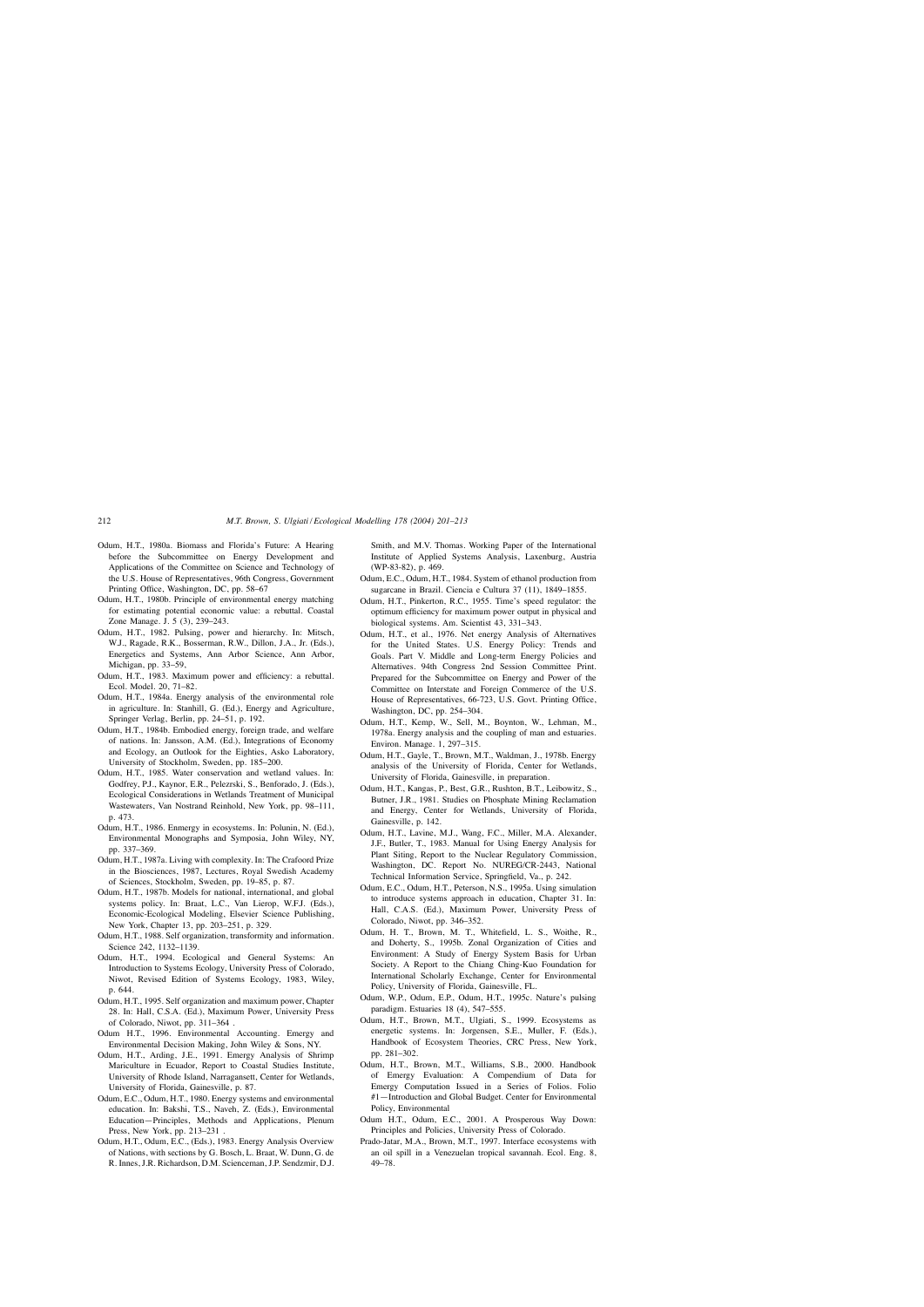Odum, H.T., 1980a. Biomass and Florida's Future: A Hearing before the Subcommittee on Energy Development and Applications of the Committee on Science and Technology of the U.S. House of Representatives, 96th Congress, Government Printing Office, Washington, DC, pp. 58–67

Odum, H.T., 1980b. Principle of environmental energy matching for estimating potential economic value: a rebuttal. Coastal Zone Manage. J. 5 (3), 239–243.

Odum, H.T., 1982. Pulsing, power and hierarchy. In: Mitsch, W.J., Ragade, R.K., Bosserman, R.W., Dillon, J.A., Jr. (Eds.), Energetics and Systems, Ann Arbor Science, Ann Arbor, Michigan, pp. 33–59,

Odum, H.T., 1983. Maximum power and efficiency: a rebuttal. Ecol. Model. 20, 71–82.

Odum, H.T., 1984a. Energy analysis of the environmental role in agriculture. In: Stanhill, G. (Ed.), Energy and Agriculture, Springer Verlag, Berlin, pp. 24–51, p. 192.

Odum, H.T., 1984b. Embodied energy, foreign trade, and welfare of nations. In: Jansson, A.M. (Ed.), Integrations of Economy and Ecology, an Outlook for the Eighties, Asko Laboratory, University of Stockholm, Sweden, pp. 185–200.

Odum, H.T., 1985. Water conservation and wetland values. In: Godfrey, P.J., Kaynor, E.R., Pelezrski, S., Benforado, J. (Eds.), Ecological Considerations in Wetlands Treatment of Municipal Wastewaters, Van Nostrand Reinhold, New York, pp. 98–111, p. 473.

Odum, H.T., 1986. Enmergy in ecosystems. In: Polunin, N. (Ed.), Environmental Monographs and Symposia, John Wiley, NY, pp. 337–369.

Odum, H.T., 1987a. Living with complexity. In: The Crafoord Prize in the Biosciences, 1987, Lectures, Royal Swedish Academy of Sciences, Stockholm, Sweden, pp. 19–85, p. 87.

Odum, H.T., 1987b. Models for national, international, and global systems policy. In: Braat, L.C., Van Lierop, W.F.J. (Eds.), Economic-Ecological Modeling, Elsevier Science Publishing, New York, Chapter 13, pp. 203–251, p. 329.

Odum, H.T., 1988. Self organization, transformity and information. Science 242, 1132–1139.

Odum, H.T., 1994. Ecological and General Systems: An Introduction to Systems Ecology, University Press of Colorado, Niwot, Revised Edition of Systems Ecology, 1983, Wiley, p. 644.

Odum, H.T., 1995. Self organization and maximum power, Chapter 28. In: Hall, C.S.A. (Ed.), Maximum Power, University Press of Colorado, Niwot, pp. 311–364 .

Odum H.T., 1996. Environmental Accounting. Emergy and Environmental Decision Making, John Wiley & Sons, NY.

Odum, H.T., Arding, J.E., 1991. Emergy Analysis of Shrimp Mariculture in Ecuador, Report to Coastal Studies Institute, University of Rhode Island, Narragansett, Center for Wetlands, University of Florida, Gainesville, p. 87.

Odum, E.C., Odum, H.T., 1980. Energy systems and environmental education. In: Bakshi, T.S., Naveh, Z. (Eds.), Environmental Education—Principles, Methods and Applications, Plenum Press, New York, pp. 213–231 .

Odum, H.T., Odum, E.C., (Eds.), 1983. Energy Analysis Overview of Nations, with sections by G. Bosch, L. Braat, W. Dunn, G. de R. Innes, J.R. Richardson, D.M. Scienceman, J.P. Sendzmir, D.J. Smith, and M.V. Thomas. Working Paper of the International Institute of Applied Systems Analysis, Laxenburg, Austria (WP-83-82), p. 469.

Odum, E.C., Odum, H.T., 1984. System of ethanol production from sugarcane in Brazil. Ciencia e Cultura 37 (11), 1849–1855.

Odum, H.T., Pinkerton, R.C., 1955. Time's speed regulator: the optimum efficiency for maximum power output in physical and biological systems. Am. Scientist 43, 331–343.

Odum, H.T., et al., 1976. Net energy Analysis of Alternatives for the United States. U.S. Energy Policy: Trends and Goals. Part V. Middle and Long-term Energy Policies and Alternatives. 94th Congress 2nd Session Committee Print. Prepared for the Subcommittee on Energy and Power of the Committee on Interstate and Foreign Commerce of the U.S. House of Representatives, 66-723, U.S. Govt. Printing Office, Washington, DC, pp. 254–304.

Odum, H.T., Kemp, W., Sell, M., Boynton, W., Lehman, M., 1978a. Energy analysis and the coupling of man and estuaries. Environ. Manage. 1, 297–315.

Odum, H.T., Gayle, T., Brown, M.T., Waldman, J., 1978b. Energy analysis of the University of Florida, Center for Wetlands, University of Florida, Gainesville, in preparation.

Odum, H.T., Kangas, P., Best, G.R., Rushton, B.T., Leibowitz, S., Butner, J.R., 1981. Studies on Phosphate Mining Reclamation and Energy, Center for Wetlands, University of Florida, Gainesville, p. 142.

Odum, H.T., Lavine, M.J., Wang, F.C., Miller, M.A. Alexander, J.F., Butler, T., 1983. Manual for Using Energy Analysis for Plant Siting, Report to the Nuclear Regulatory Commission, Washington, DC. Report No. NUREG/CR-2443, National Technical Information Service, Springfield, Va., p. 242.

Odum, E.C., Odum, H.T., Peterson, N.S., 1995a. Using simulation to introduce systems approach in education, Chapter 31. In: Hall, C.A.S. (Ed.), Maximum Power, University Press of Colorado, Niwot, pp. 346–352.

Odum, H. T., Brown, M. T., Whitefield, L. S., Woithe, R., and Doherty, S., 1995b. Zonal Organization of Cities and Environment: A Study of Energy System Basis for Urban Society. A Report to the Chiang Ching-Kuo Foundation for International Scholarly Exchange, Center for Environmental Policy, University of Florida, Gainesville, FL.

Odum, W.P., Odum, E.P., Odum, H.T., 1995c. Nature's pulsing paradigm. Estuaries 18 (4), 547–555.

Odum, H.T., Brown, M.T., Ulgiati, S., 1999. Ecosystems as energetic systems. In: Jorgensen, S.E., Muller, F. (Eds.), Handbook of Ecosystem Theories, CRC Press, New York, pp. 281–302.

Odum, H.T., Brown, M.T., Williams, S.B., 2000. Handbook of Emergy Evaluation: A Compendium of Data for Emergy Computation Issued in a Series of Folios. Folio #1—Introduction and Global Budget. Center for Environmental Policy, Environmental

Odum H.T., Odum, E.C., 2001. A Prosperous Way Down: Principles and Policies, University Press of Colorado.

Prado-Jatar, M.A., Brown, M.T., 1997. Interface ecosystems with an oil spill in a Venezuelan tropical savannah. Ecol. Eng. 8, 49–78.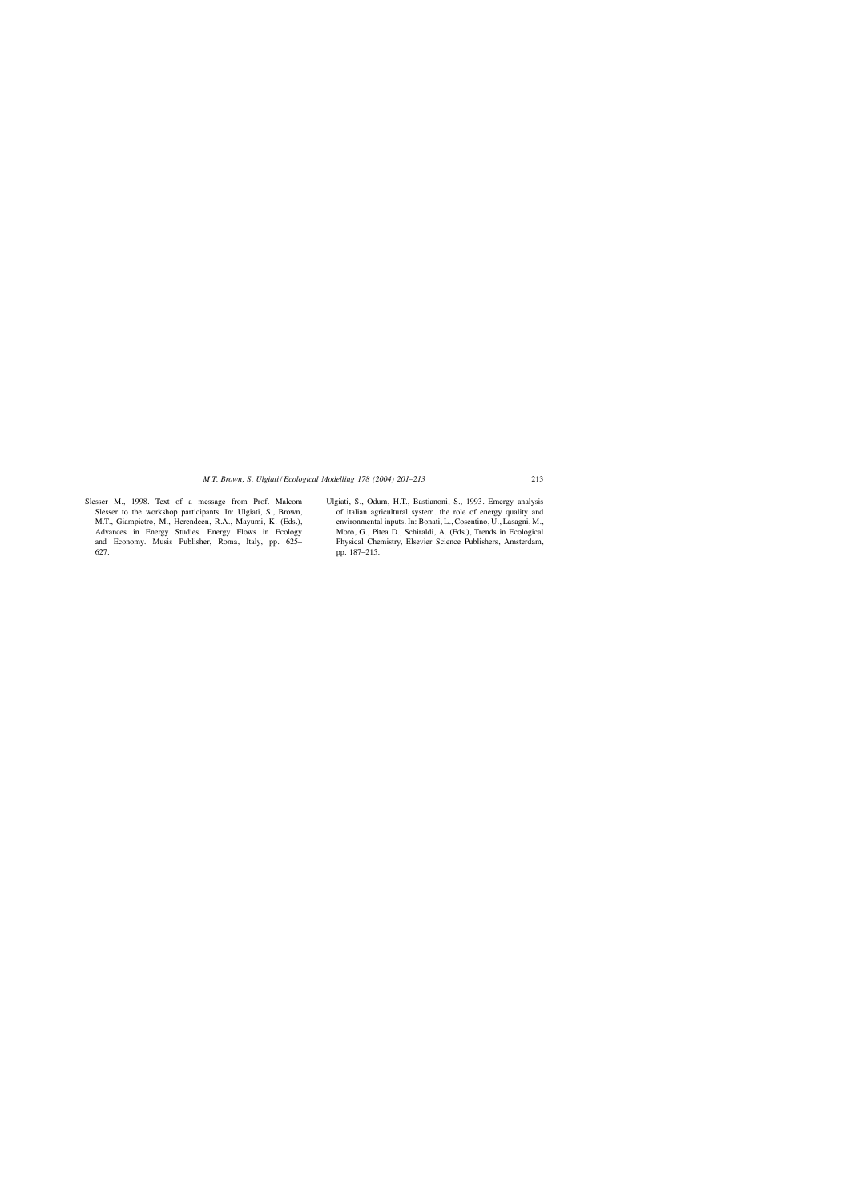Slesser M., 1998. Text of a message from Prof. Malcom Slesser to the workshop participants. In: Ulgiati, S., Brown, M.T., Giampietro, M., Herendeen, R.A., Mayumi, K. (Eds.), Advances in Energy Studies. Energy Flows in Ecology and Economy. Musis Publisher, Roma, Italy, pp. 625–627.

Ulgiati, S., Odum, H.T., Bastianoni, S., 1993. Emergy analysis of italian agricultural system. the role of energy quality and environmental inputs. In: Bonati, L., Cosentino, U., Lasagni, M., Moro, G., Pitea D., Schiraldi, A. (Eds.), Trends in Ecological Physical Chemistry, Elsevier Science Publishers, Amsterdam, pp. 187–215.